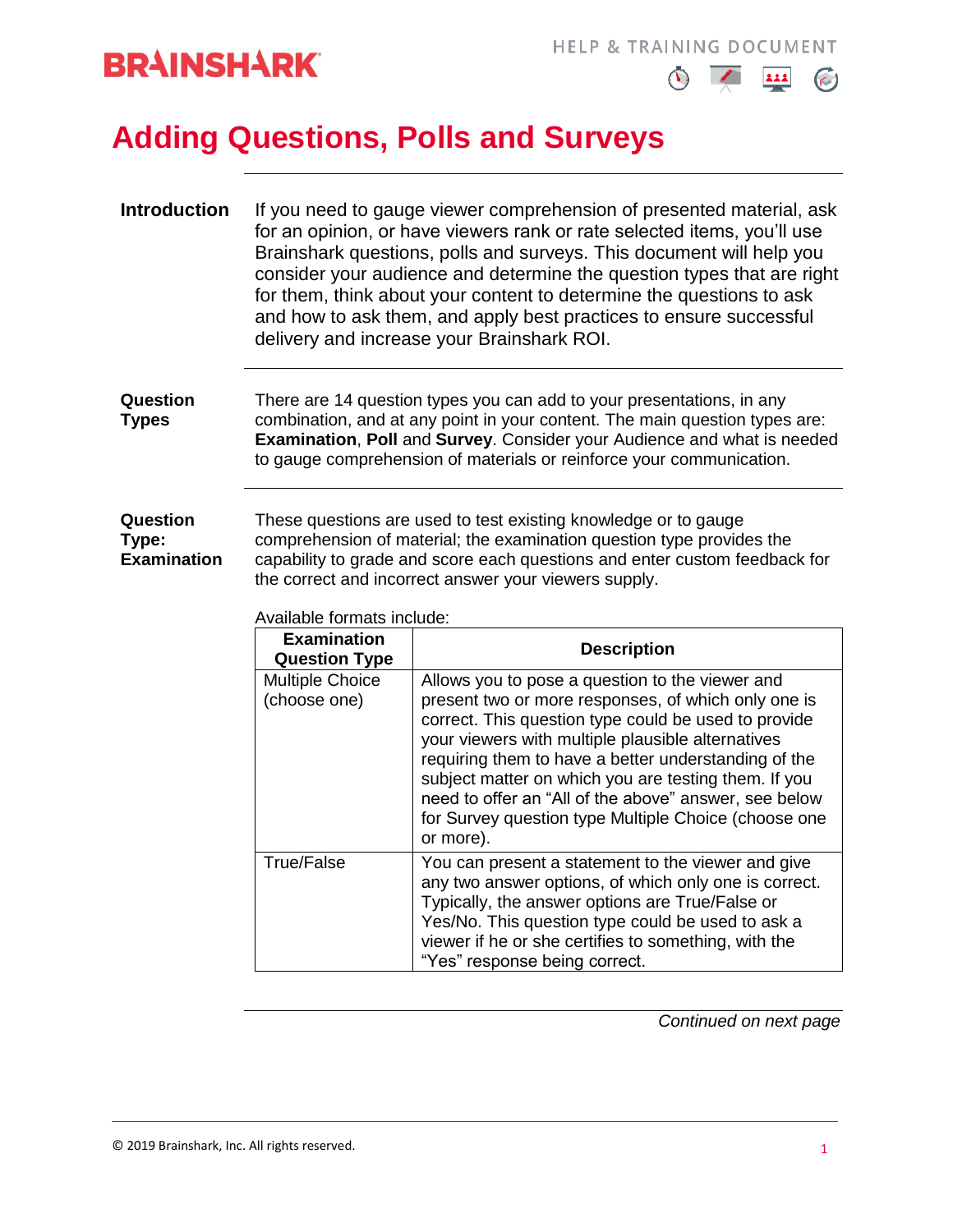# Adding Questions, Polls and Surveys

**Introduction**

If you need to gauge viewer comprehension of presented material, ask for an opinion, or have viewers rank or rate selected items, you'll use Brainshark questions, polls and surveys. This document will help you consider your audience and determine the question types that are right for them, think about your content to determine the questions to ask and how to ask them, and apply best practices to ensure successful delivery and increase your Brainshark ROI.

**Question Types**

There are 14 question types you can add to your presentations, in any combination, and at any point in your content. The main question types are: **Examination**, **Poll** and **Survey**. Consider your Audience and what is needed to gauge comprehension of materials or reinforce your communication.

**Question Type: Examination**

These questions are used to test existing knowledge or to gauge comprehension of material; the examination question type provides the capability to grade and score each questions and enter custom feedback for the correct and incorrect answer your viewers supply.

Available formats include:

| Examination Question Type | Description |
|---|---|
| Multiple Choice (choose one) | Allows you to pose a question to the viewer and present two or more responses, of which only one is correct. This question type could be used to provide your viewers with multiple plausible alternatives requiring them to have a better understanding of the subject matter on which you are testing them. If you need to offer an "All of the above" answer, see below for Survey question type Multiple Choice (choose one or more). |
| True/False | You can present a statement to the viewer and give any two answer options, of which only one is correct. Typically, the answer options are True/False or Yes/No. This question type could be used to ask a viewer if he or she certifies to something, with the "Yes" response being correct. |

*Continued on next page*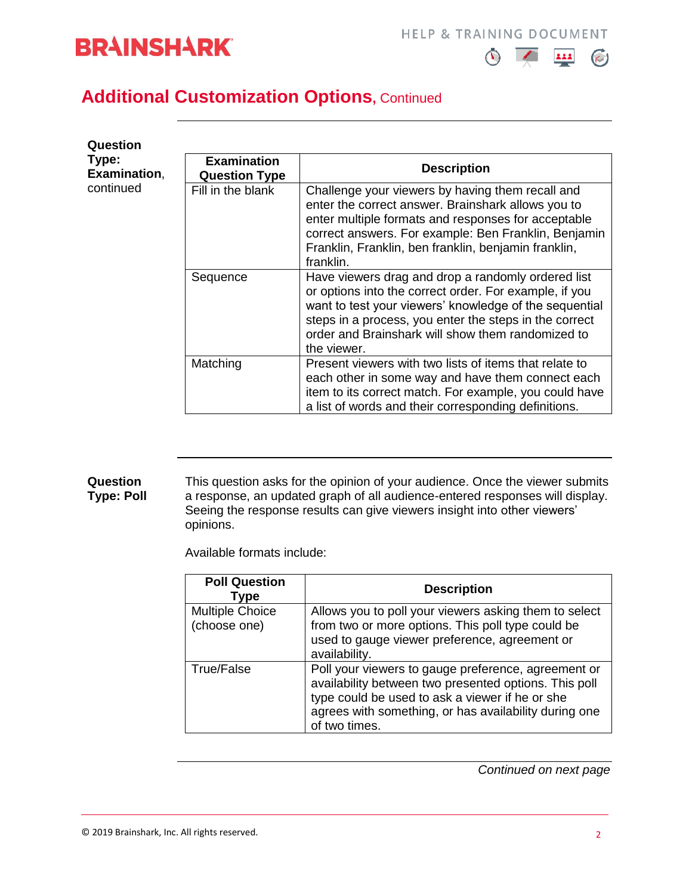## Additional Customization Options, Continued

**Question Type: Examination**, continued

| Examination Question Type | Description |
|---|---|
| Fill in the blank | Challenge your viewers by having them recall and enter the correct answer. Brainshark allows you to enter multiple formats and responses for acceptable correct answers. For example: Ben Franklin, Benjamin Franklin, Franklin, ben franklin, benjamin franklin, franklin. |
| Sequence | Have viewers drag and drop a randomly ordered list or options into the correct order. For example, if you want to test your viewers' knowledge of the sequential steps in a process, you enter the correct order and Brainshark will show them randomized to the viewer. |
| Matching | Present viewers with two lists of items that relate to each other in some way and have them connect each item to its correct match. For example, you could have a list of words and their corresponding definitions. |

**Question Type: Poll**

This question asks for the opinion of your audience. Once the viewer submits a response, an updated graph of all audience-entered responses will display. Seeing the response results can give viewers insight into other viewers' opinions.

Available formats include:

| Poll Question Type | Description |
|---|---|
| Multiple Choice (choose one) | Allows you to poll your viewers asking them to select from two or more options. This poll type could be used to gauge viewer preference, agreement or availability. |
| True/False | Poll your viewers to gauge preference, agreement or availability between two presented options. This poll type could be used to ask a viewer if he or she agrees with something, or has availability during one of two times. |

*Continued on next page*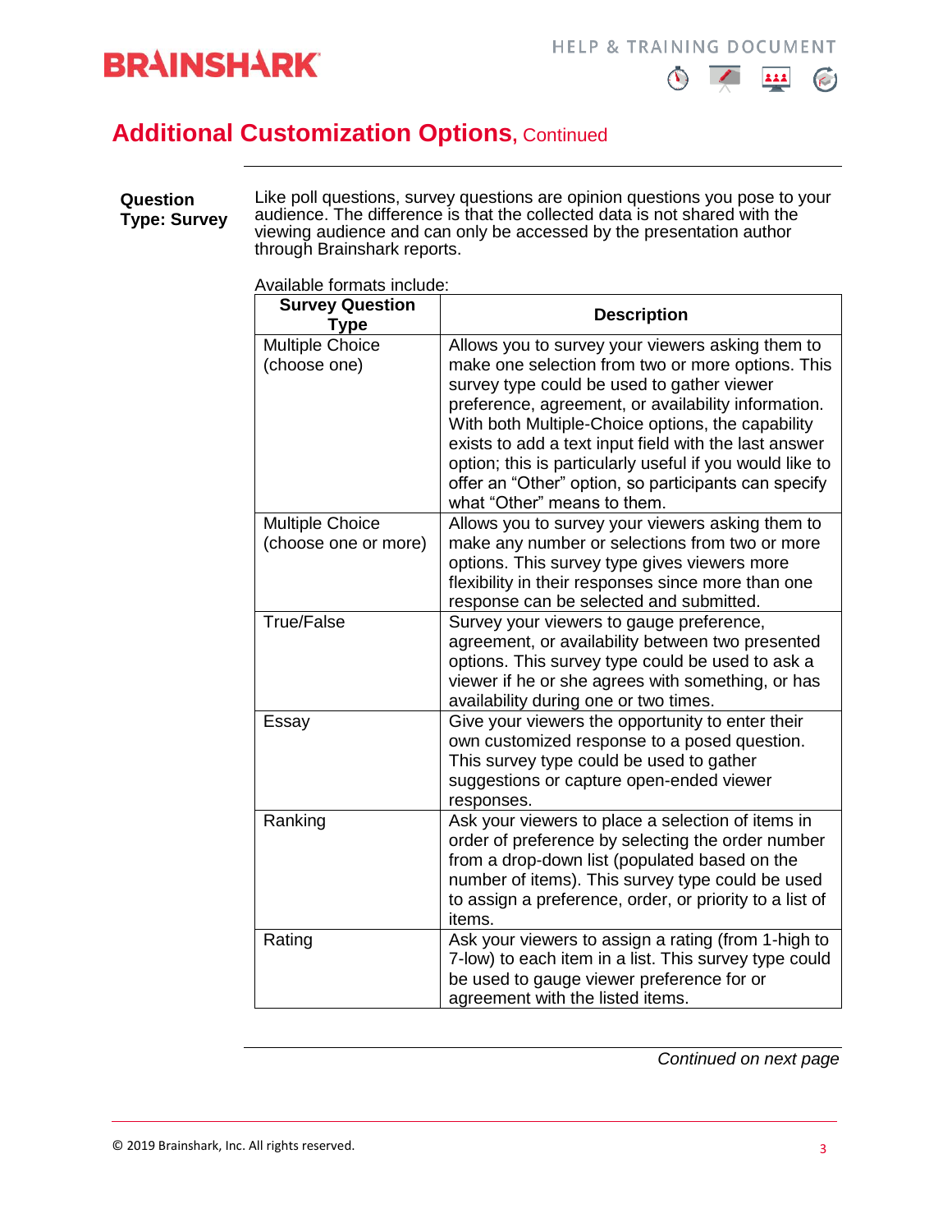## Additional Customization Options, Continued

**Question Type: Survey**

Like poll questions, survey questions are opinion questions you pose to your audience. The difference is that the collected data is not shared with the viewing audience and can only be accessed by the presentation author through Brainshark reports.

Available formats include:

| Survey Question Type | Description |
|---|---|
| Multiple Choice (choose one) | Allows you to survey your viewers asking them to make one selection from two or more options. This survey type could be used to gather viewer preference, agreement, or availability information. With both Multiple-Choice options, the capability exists to add a text input field with the last answer option; this is particularly useful if you would like to offer an "Other" option, so participants can specify what "Other" means to them. |
| Multiple Choice (choose one or more) | Allows you to survey your viewers asking them to make any number or selections from two or more options. This survey type gives viewers more flexibility in their responses since more than one response can be selected and submitted. |
| True/False | Survey your viewers to gauge preference, agreement, or availability between two presented options. This survey type could be used to ask a viewer if he or she agrees with something, or has availability during one or two times. |
| Essay | Give your viewers the opportunity to enter their own customized response to a posed question. This survey type could be used to gather suggestions or capture open-ended viewer responses. |
| Ranking | Ask your viewers to place a selection of items in order of preference by selecting the order number from a drop-down list (populated based on the number of items). This survey type could be used to assign a preference, order, or priority to a list of items. |
| Rating | Ask your viewers to assign a rating (from 1-high to 7-low) to each item in a list. This survey type could be used to gauge viewer preference for or agreement with the listed items. |

*Continued on next page*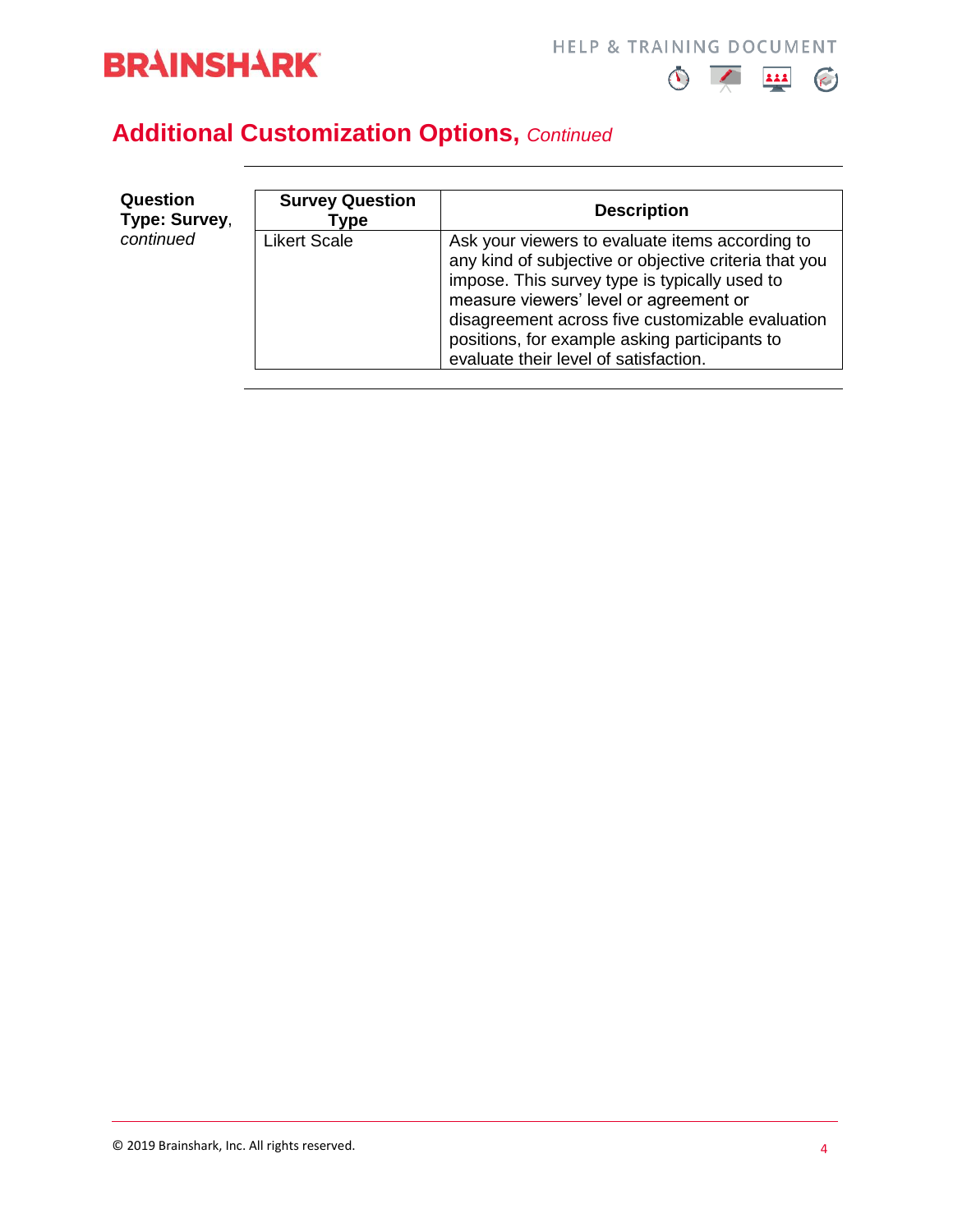## Additional Customization Options, *Continued*

**Question Type: Survey**, *continued*

| Survey Question Type | Description |
|---|---|
| Likert Scale | Ask your viewers to evaluate items according to any kind of subjective or objective criteria that you impose. This survey type is typically used to measure viewers' level or agreement or disagreement across five customizable evaluation positions, for example asking participants to evaluate their level of satisfaction. |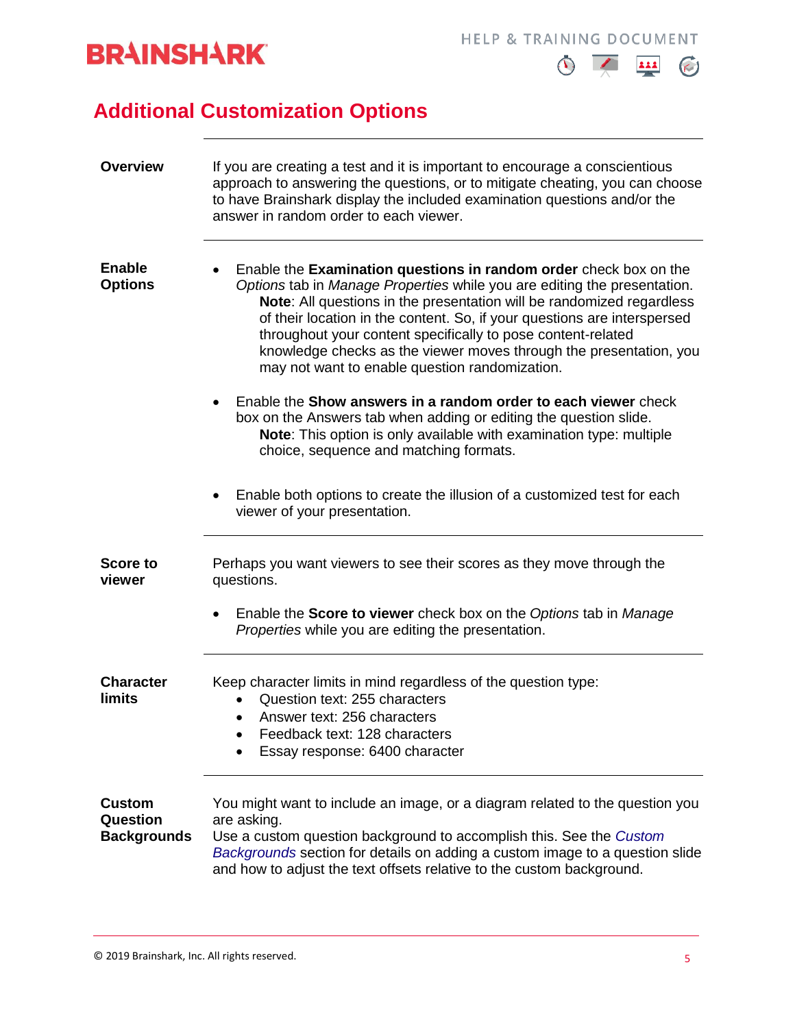## Additional Customization Options

**Overview**

If you are creating a test and it is important to encourage a conscientious approach to answering the questions, or to mitigate cheating, you can choose to have Brainshark display the included examination questions and/or the answer in random order to each viewer.

**Enable Options**

- Enable the **Examination questions in random order** check box on the *Options* tab in *Manage Properties* while you are editing the presentation.
  **Note**: All questions in the presentation will be randomized regardless of their location in the content. So, if your questions are interspersed throughout your content specifically to pose content-related knowledge checks as the viewer moves through the presentation, you may not want to enable question randomization.

- Enable the **Show answers in a random order to each viewer** check box on the Answers tab when adding or editing the question slide.
  **Note**: This option is only available with examination type: multiple choice, sequence and matching formats.

- Enable both options to create the illusion of a customized test for each viewer of your presentation.

**Score to viewer**

Perhaps you want viewers to see their scores as they move through the questions.

- Enable the **Score to viewer** check box on the *Options* tab in *Manage Properties* while you are editing the presentation.

**Character limits**

Keep character limits in mind regardless of the question type:

- Question text: 255 characters
- Answer text: 256 characters
- Feedback text: 128 characters
- Essay response: 6400 character

**Custom Question Backgrounds**

You might want to include an image, or a diagram related to the question you are asking.
Use a custom question background to accomplish this. See the *Custom Backgrounds* section for details on adding a custom image to a question slide and how to adjust the text offsets relative to the custom background.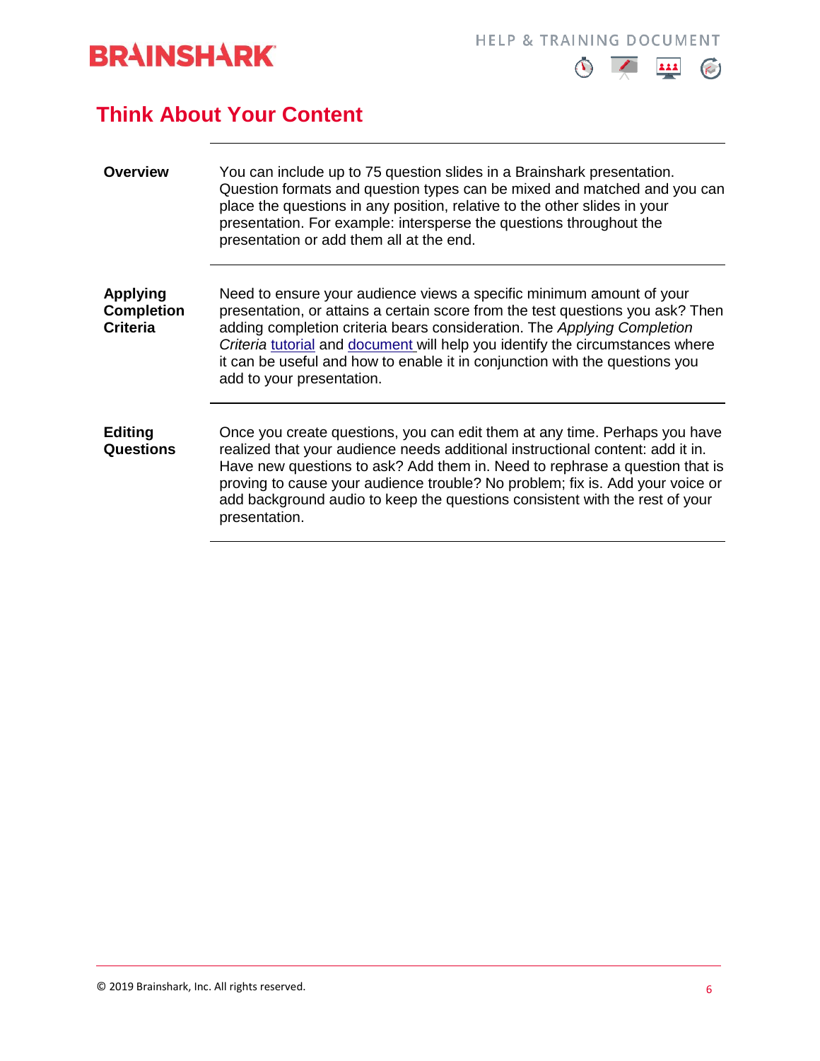## Think About Your Content

| | |
|---|---|
| **Overview** | You can include up to 75 question slides in a Brainshark presentation. Question formats and question types can be mixed and matched and you can place the questions in any position, relative to the other slides in your presentation. For example: intersperse the questions throughout the presentation or add them all at the end. |
| **Applying Completion Criteria** | Need to ensure your audience views a specific minimum amount of your presentation, or attains a certain score from the test questions you ask? Then adding completion criteria bears consideration. The *Applying Completion Criteria* tutorial and document will help you identify the circumstances where it can be useful and how to enable it in conjunction with the questions you add to your presentation. |
| **Editing Questions** | Once you create questions, you can edit them at any time. Perhaps you have realized that your audience needs additional instructional content: add it in. Have new questions to ask? Add them in. Need to rephrase a question that is proving to cause your audience trouble? No problem; fix is. Add your voice or add background audio to keep the questions consistent with the rest of your presentation. |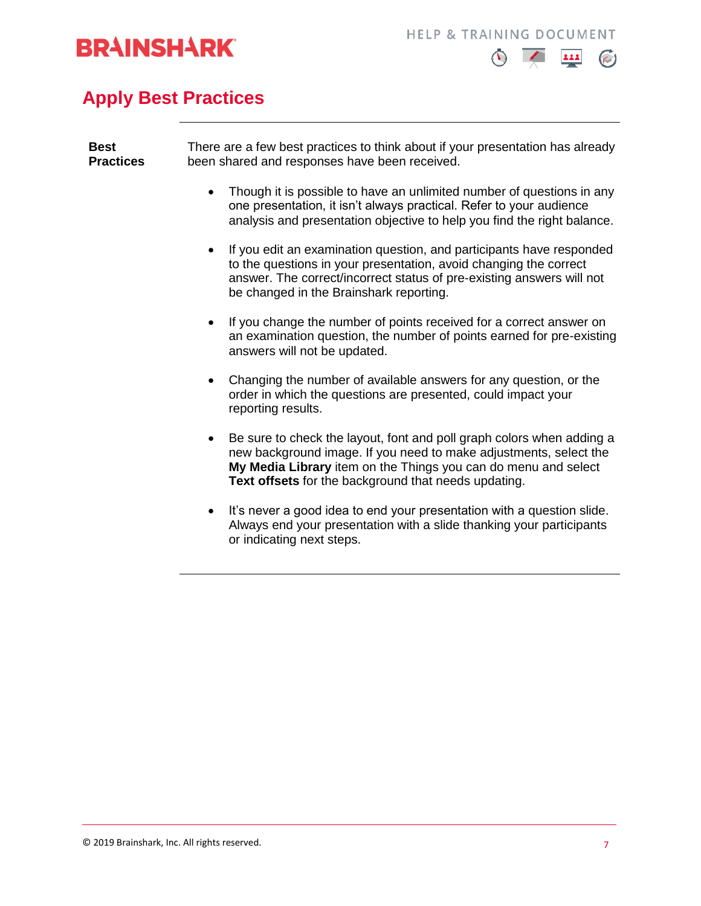## Apply Best Practices

**Best Practices**

There are a few best practices to think about if your presentation has already been shared and responses have been received.

- Though it is possible to have an unlimited number of questions in any one presentation, it isn't always practical. Refer to your audience analysis and presentation objective to help you find the right balance.
- If you edit an examination question, and participants have responded to the questions in your presentation, avoid changing the correct answer. The correct/incorrect status of pre-existing answers will not be changed in the Brainshark reporting.
- If you change the number of points received for a correct answer on an examination question, the number of points earned for pre-existing answers will not be updated.
- Changing the number of available answers for any question, or the order in which the questions are presented, could impact your reporting results.
- Be sure to check the layout, font and poll graph colors when adding a new background image. If you need to make adjustments, select the **My Media Library** item on the Things you can do menu and select **Text offsets** for the background that needs updating.
- It's never a good idea to end your presentation with a question slide. Always end your presentation with a slide thanking your participants or indicating next steps.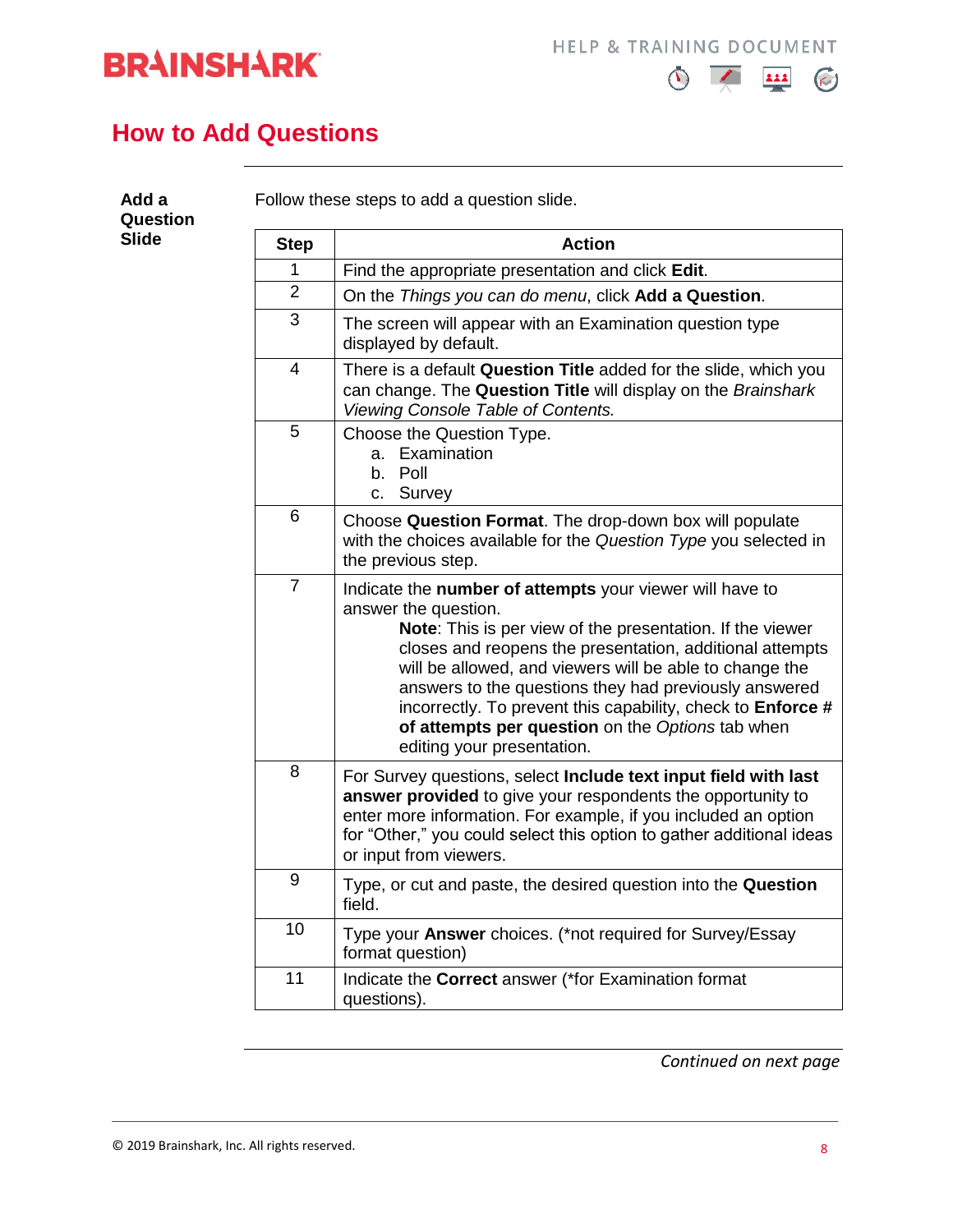## How to Add Questions

**Add a Question Slide**

Follow these steps to add a question slide.

| Step | Action |
|---|---|
| 1 | Find the appropriate presentation and click **Edit**. |
| 2 | On the *Things you can do menu*, click **Add a Question**. |
| 3 | The screen will appear with an Examination question type displayed by default. |
| 4 | There is a default **Question Title** added for the slide, which you can change. The **Question Title** will display on the *Brainshark Viewing Console Table of Contents.* |
| 5 | Choose the Question Type.<br>a. Examination<br>b. Poll<br>c. Survey |
| 6 | Choose **Question Format**. The drop-down box will populate with the choices available for the *Question Type* you selected in the previous step. |
| 7 | Indicate the **number of attempts** your viewer will have to answer the question.<br>**Note**: This is per view of the presentation. If the viewer closes and reopens the presentation, additional attempts will be allowed, and viewers will be able to change the answers to the questions they had previously answered incorrectly. To prevent this capability, check to **Enforce # of attempts per question** on the *Options* tab when editing your presentation. |
| 8 | For Survey questions, select **Include text input field with last answer provided** to give your respondents the opportunity to enter more information. For example, if you included an option for "Other," you could select this option to gather additional ideas or input from viewers. |
| 9 | Type, or cut and paste, the desired question into the **Question** field. |
| 10 | Type your **Answer** choices. (*not required for Survey/Essay format question) |
| 11 | Indicate the **Correct** answer (*for Examination format questions). |

*Continued on next page*

© 2019 Brainshark, Inc. All rights reserved.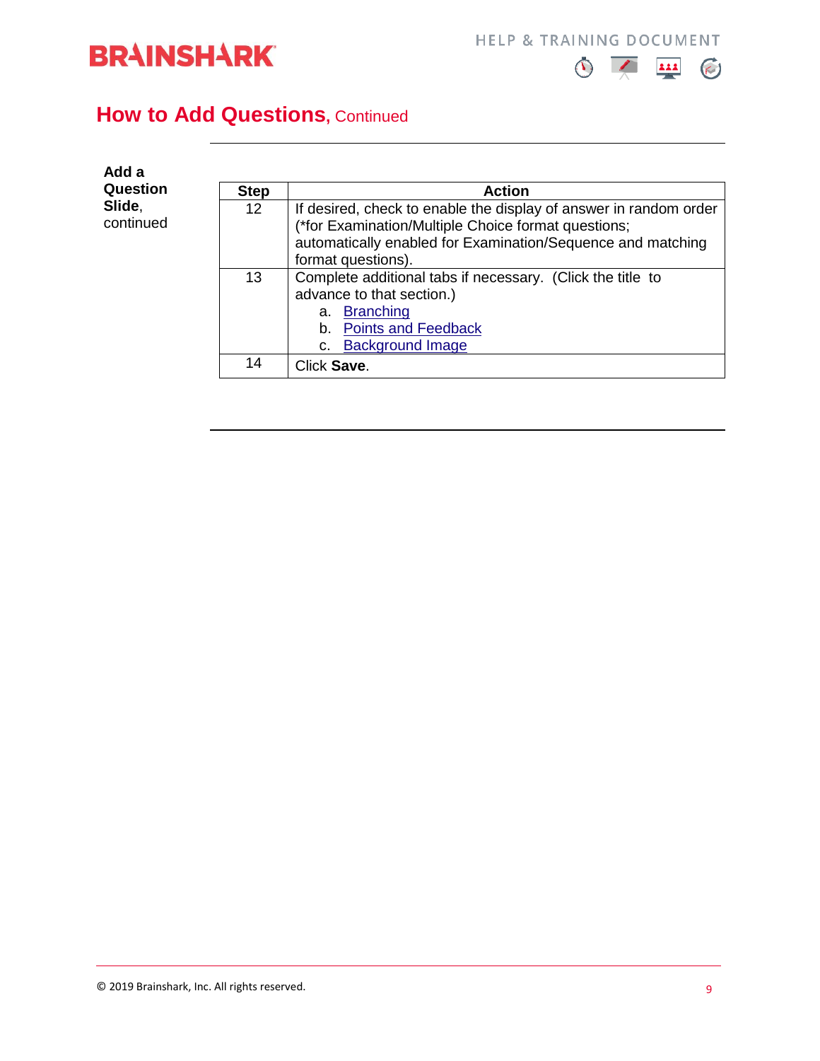## How to Add Questions, Continued

**Add a Question Slide**, continued

| Step | Action |
|---|---|
| 12 | If desired, check to enable the display of answer in random order (*for Examination/Multiple Choice format questions; automatically enabled for Examination/Sequence and matching format questions). |
| 13 | Complete additional tabs if necessary. (Click the title to advance to that section.)<br>a. Branching<br>b. Points and Feedback<br>c. Background Image |
| 14 | Click **Save**. |

© 2019 Brainshark, Inc. All rights reserved.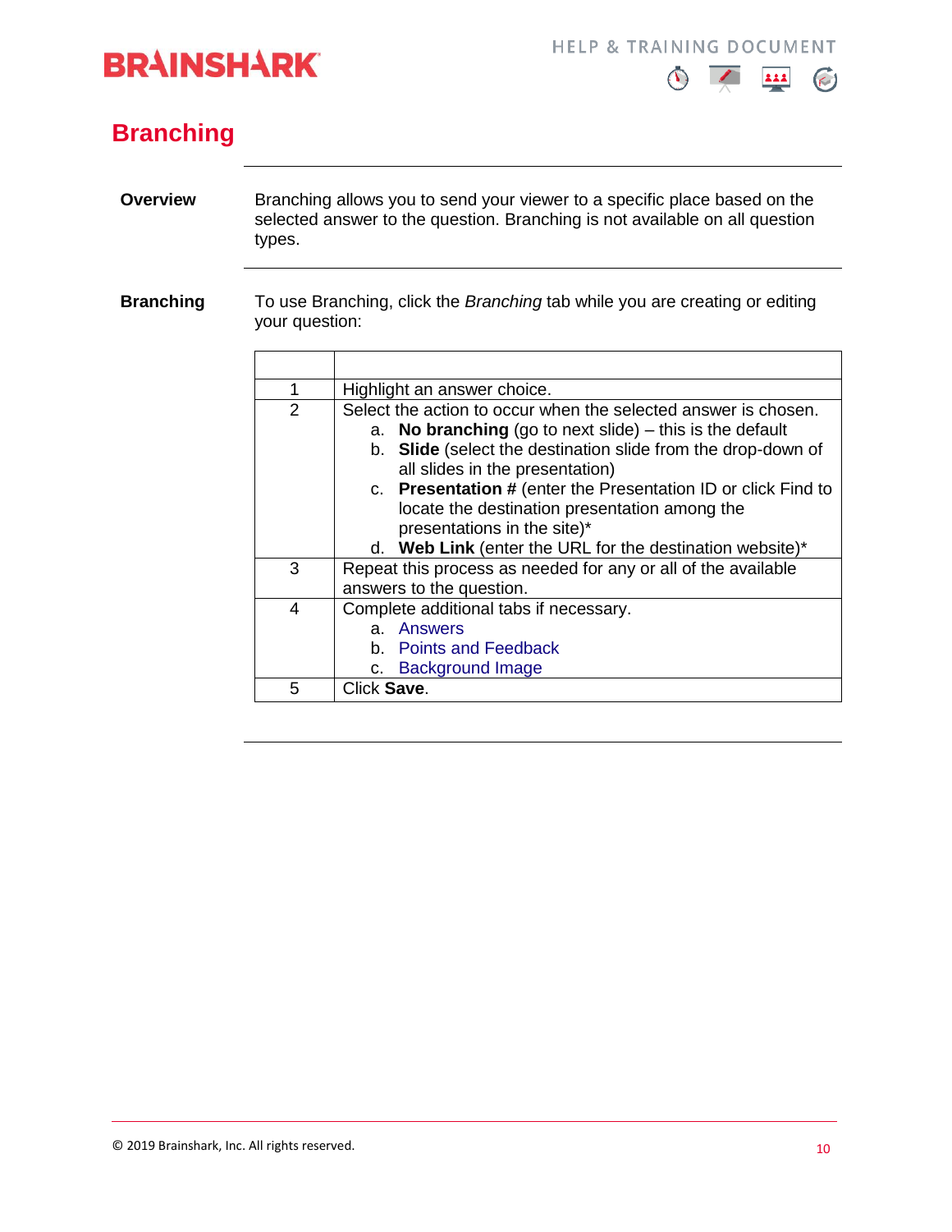# Branching

**Overview**

Branching allows you to send your viewer to a specific place based on the selected answer to the question. Branching is not available on all question types.

**Branching**

To use Branching, click the *Branching* tab while you are creating or editing your question:

| | |
|---|---|
| 1 | Highlight an answer choice. |
| 2 | Select the action to occur when the selected answer is chosen.<br>a. **No branching** (go to next slide) – this is the default<br>b. **Slide** (select the destination slide from the drop-down of all slides in the presentation)<br>c. **Presentation #** (enter the Presentation ID or click Find to locate the destination presentation among the presentations in the site)*<br>d. **Web Link** (enter the URL for the destination website)* |
| 3 | Repeat this process as needed for any or all of the available answers to the question. |
| 4 | Complete additional tabs if necessary.<br>a. Answers<br>b. Points and Feedback<br>c. Background Image |
| 5 | Click **Save**. |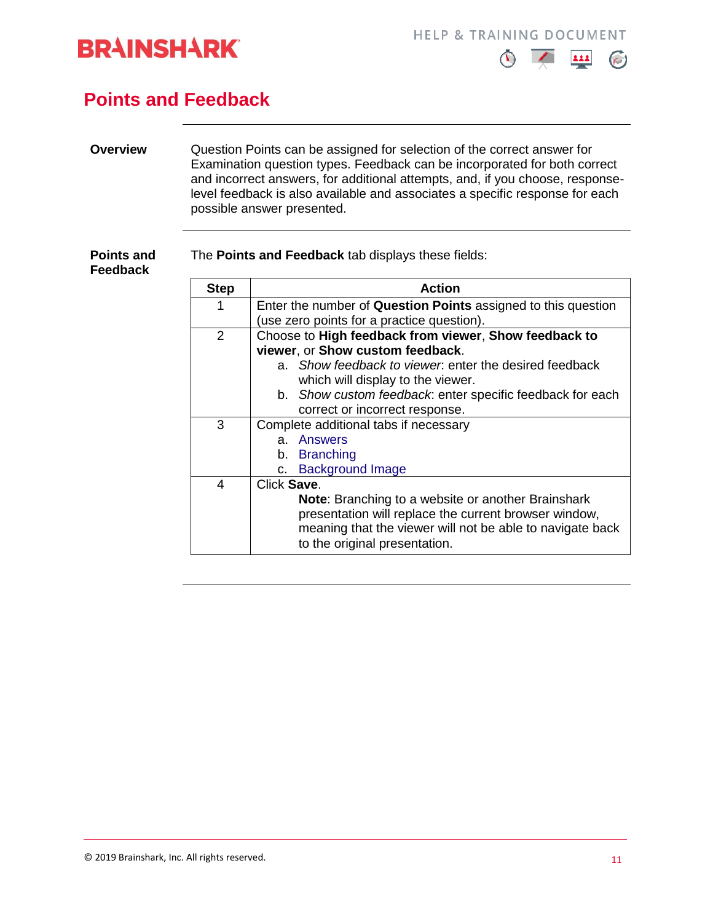## Points and Feedback

**Overview**

Question Points can be assigned for selection of the correct answer for Examination question types. Feedback can be incorporated for both correct and incorrect answers, for additional attempts, and, if you choose, response-level feedback is also available and associates a specific response for each possible answer presented.

**Points and Feedback**

The **Points and Feedback** tab displays these fields:

| Step | Action |
|---|---|
| 1 | Enter the number of **Question Points** assigned to this question (use zero points for a practice question). |
| 2 | Choose to **High feedback from viewer**, **Show feedback to viewer**, or **Show custom feedback**.<br>a. *Show feedback to viewer*: enter the desired feedback which will display to the viewer.<br>b. *Show custom feedback*: enter specific feedback for each correct or incorrect response. |
| 3 | Complete additional tabs if necessary<br>a. Answers<br>b. Branching<br>c. Background Image |
| 4 | Click **Save**.<br>**Note**: Branching to a website or another Brainshark presentation will replace the current browser window, meaning that the viewer will not be able to navigate back to the original presentation. |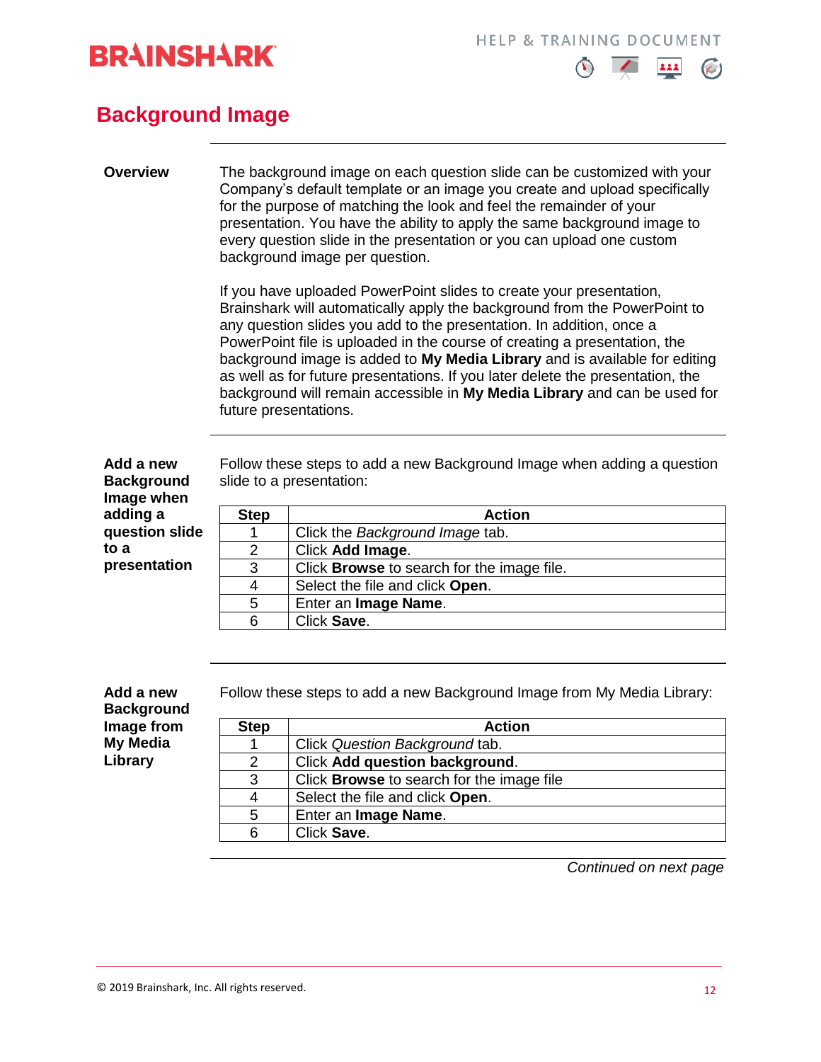# Background Image

## Overview

The background image on each question slide can be customized with your Company's default template or an image you create and upload specifically for the purpose of matching the look and feel the remainder of your presentation. You have the ability to apply the same background image to every question slide in the presentation or you can upload one custom background image per question.

If you have uploaded PowerPoint slides to create your presentation, Brainshark will automatically apply the background from the PowerPoint to any question slides you add to the presentation. In addition, once a PowerPoint file is uploaded in the course of creating a presentation, the background image is added to **My Media Library** and is available for editing as well as for future presentations. If you later delete the presentation, the background will remain accessible in **My Media Library** and can be used for future presentations.

## Add a new Background Image when adding a question slide to a presentation

Follow these steps to add a new Background Image when adding a question slide to a presentation:

| Step | Action |
|---|---|
| 1 | Click the *Background Image* tab. |
| 2 | Click **Add Image**. |
| 3 | Click **Browse** to search for the image file. |
| 4 | Select the file and click **Open**. |
| 5 | Enter an **Image Name**. |
| 6 | Click **Save**. |

## Add a new Background Image from My Media Library

Follow these steps to add a new Background Image from My Media Library:

| Step | Action |
|---|---|
| 1 | Click *Question Background* tab. |
| 2 | Click **Add question background**. |
| 3 | Click **Browse** to search for the image file |
| 4 | Select the file and click **Open**. |
| 5 | Enter an **Image Name**. |
| 6 | Click **Save**. |

*Continued on next page*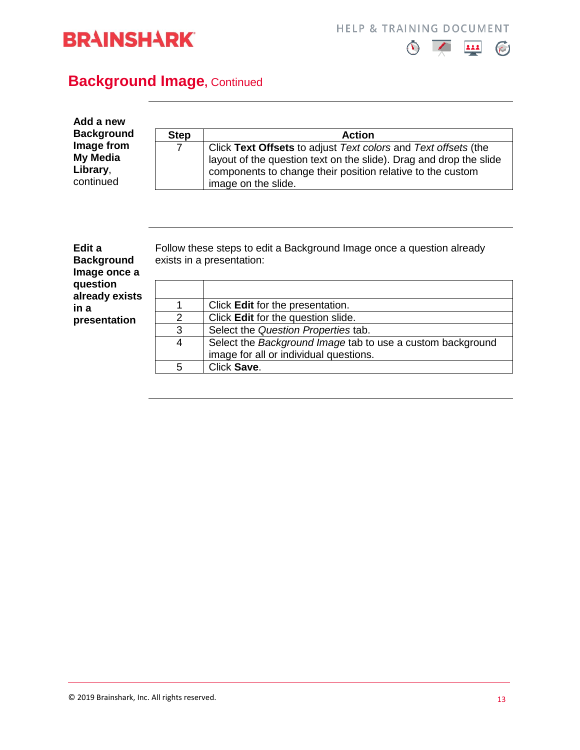# Background Image, Continued

**Add a new Background Image from My Media Library**, continued

| Step | Action |
|---|---|
| 7 | Click **Text Offsets** to adjust *Text colors* and *Text offsets* (the layout of the question text on the slide). Drag and drop the slide components to change their position relative to the custom image on the slide. |

**Edit a Background Image once a question already exists in a presentation**

Follow these steps to edit a Background Image once a question already exists in a presentation:

| | |
|---|---|
| 1 | Click **Edit** for the presentation. |
| 2 | Click **Edit** for the question slide. |
| 3 | Select the *Question Properties* tab. |
| 4 | Select the *Background Image* tab to use a custom background image for all or individual questions. |
| 5 | Click **Save**. |

© 2019 Brainshark, Inc. All rights reserved.